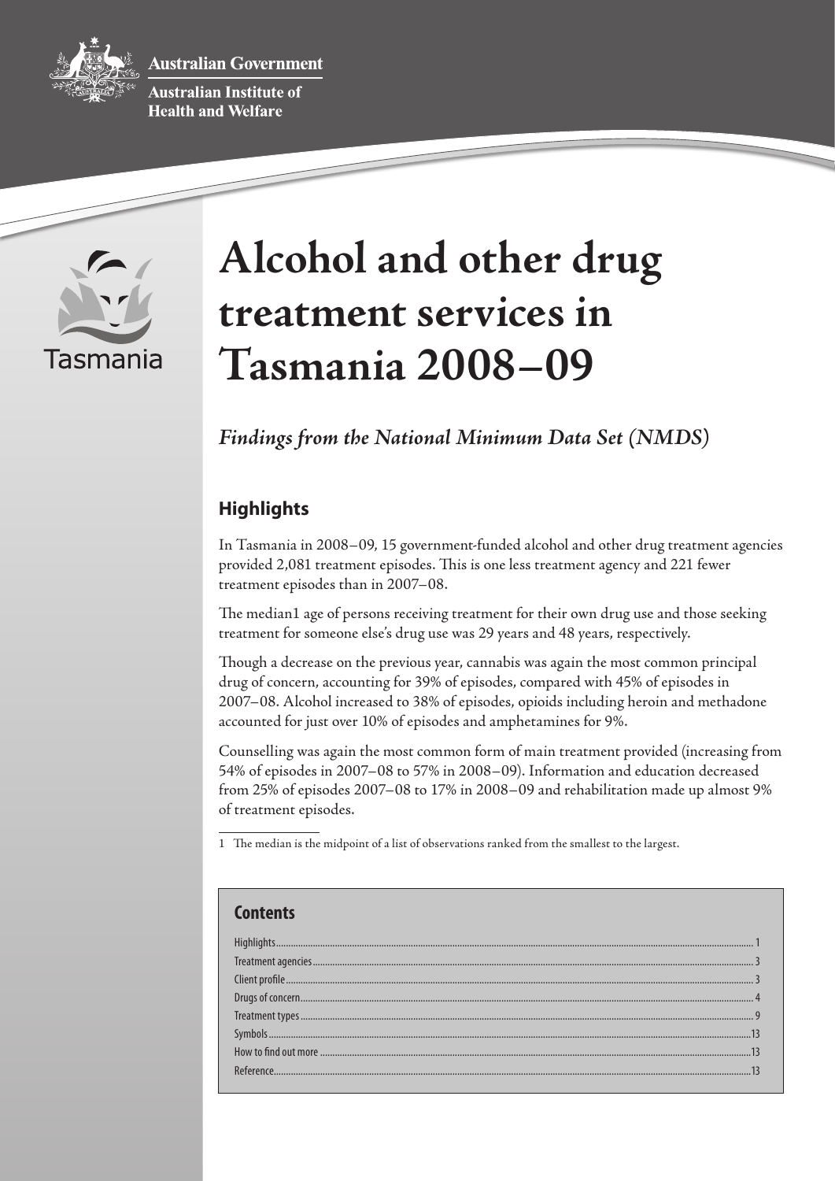Australian Government

Australian Institute of Health and Welfare

Tasmania

# Alcohol and other drug treatment services in Tasmania 2008–09

*Findings from the National Minimum Data Set (NMDS)*

## Highlights

In Tasmania in 2008–09, 15 government-funded alcohol and other drug treatment agencies provided 2,081 treatment episodes. This is one less treatment agency and 221 fewer treatment episodes than in 2007–08.

The median1 age of persons receiving treatment for their own drug use and those seeking treatment for someone else's drug use was 29 years and 48 years, respectively.

Though a decrease on the previous year, cannabis was again the most common principal drug of concern, accounting for 39% of episodes, compared with 45% of episodes in 2007–08. Alcohol increased to 38% of episodes, opioids including heroin and methadone accounted for just over 10% of episodes and amphetamines for 9%.

Counselling was again the most common form of main treatment provided (increasing from 54% of episodes in 2007–08 to 57% in 2008–09). Information and education decreased from 25% of episodes 2007–08 to 17% in 2008–09 and rehabilitation made up almost 9% of treatment episodes.

1 The median is the midpoint of a list of observations ranked from the smallest to the largest.

## Contents

| | |
|---|---|
| Highlights | 1 |
| Treatment agencies | 3 |
| Client profile | 3 |
| Drugs of concern | 4 |
| Treatment types | 9 |
| Symbols | 13 |
| How to find out more | 13 |
| Reference | 13 |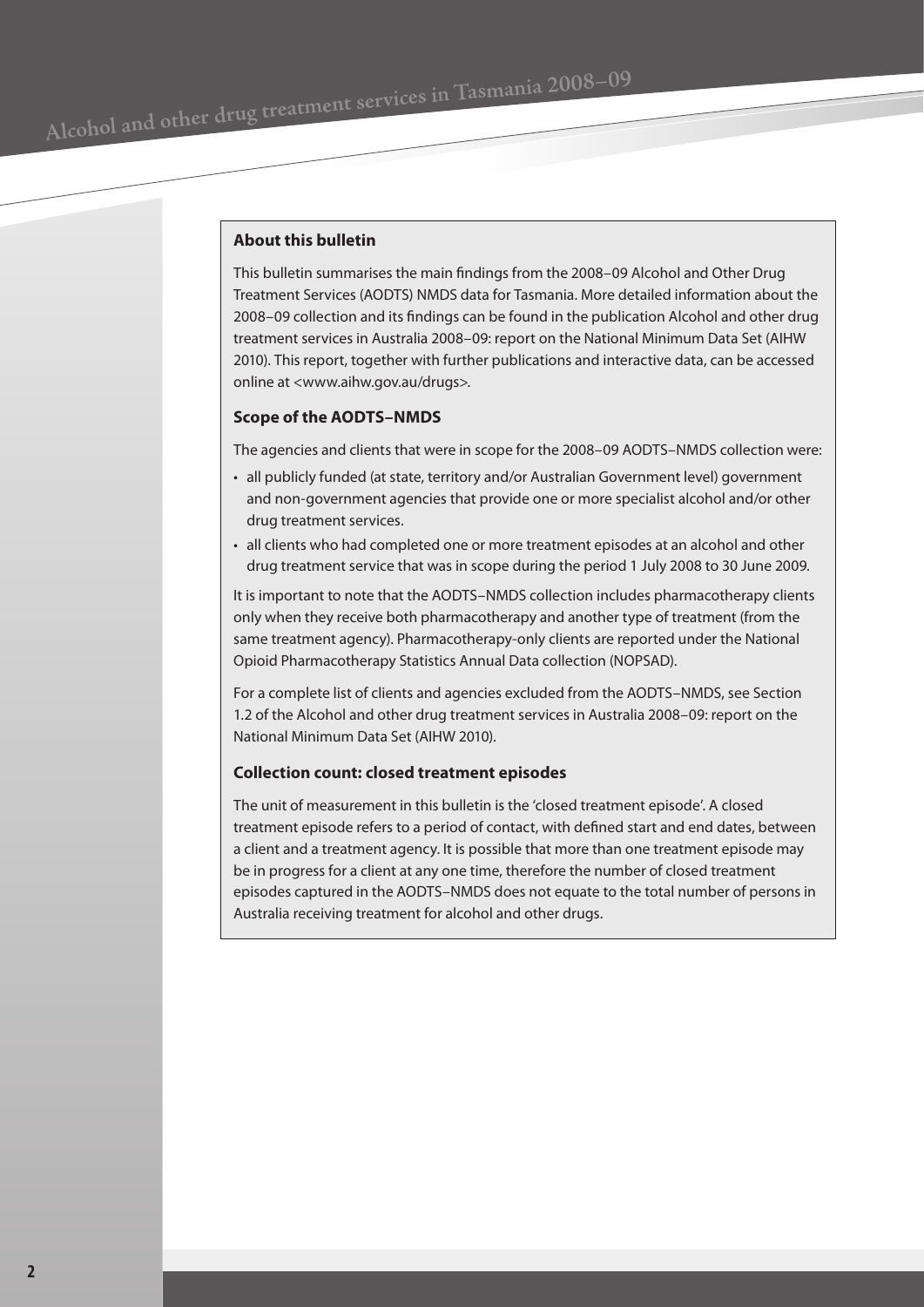## About this bulletin

This bulletin summarises the main findings from the 2008–09 Alcohol and Other Drug Treatment Services (AODTS) NMDS data for Tasmania. More detailed information about the 2008–09 collection and its findings can be found in the publication Alcohol and other drug treatment services in Australia 2008–09: report on the National Minimum Data Set (AIHW 2010). This report, together with further publications and interactive data, can be accessed online at <www.aihw.gov.au/drugs>.

### Scope of the AODTS–NMDS

The agencies and clients that were in scope for the 2008–09 AODTS–NMDS collection were:

- all publicly funded (at state, territory and/or Australian Government level) government and non-government agencies that provide one or more specialist alcohol and/or other drug treatment services.
- all clients who had completed one or more treatment episodes at an alcohol and other drug treatment service that was in scope during the period 1 July 2008 to 30 June 2009.

It is important to note that the AODTS–NMDS collection includes pharmacotherapy clients only when they receive both pharmacotherapy and another type of treatment (from the same treatment agency). Pharmacotherapy-only clients are reported under the National Opioid Pharmacotherapy Statistics Annual Data collection (NOPSAD).

For a complete list of clients and agencies excluded from the AODTS–NMDS, see Section 1.2 of the Alcohol and other drug treatment services in Australia 2008–09: report on the National Minimum Data Set (AIHW 2010).

### Collection count: closed treatment episodes

The unit of measurement in this bulletin is the 'closed treatment episode'. A closed treatment episode refers to a period of contact, with defined start and end dates, between a client and a treatment agency. It is possible that more than one treatment episode may be in progress for a client at any one time, therefore the number of closed treatment episodes captured in the AODTS–NMDS does not equate to the total number of persons in Australia receiving treatment for alcohol and other drugs.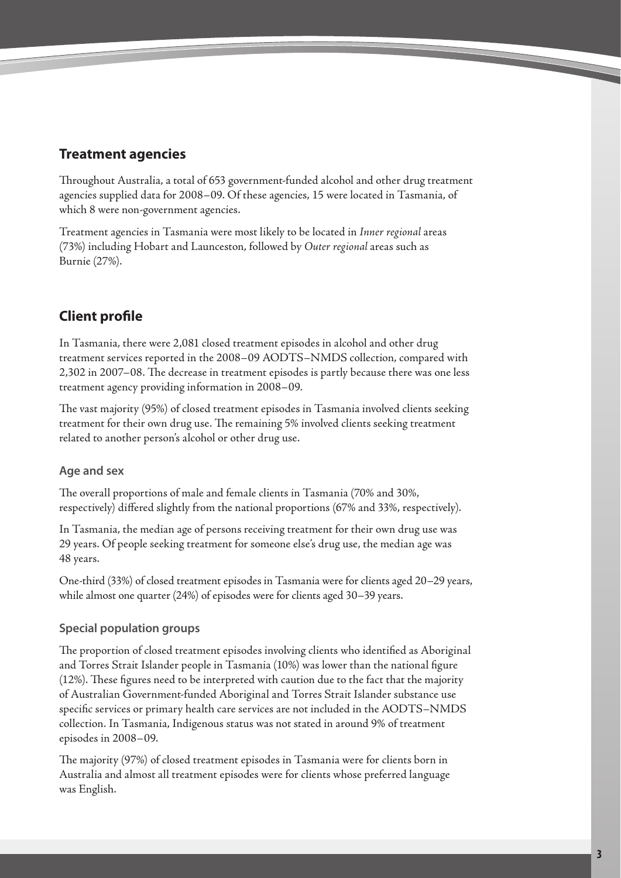## Treatment agencies

Throughout Australia, a total of 653 government-funded alcohol and other drug treatment agencies supplied data for 2008–09. Of these agencies, 15 were located in Tasmania, of which 8 were non-government agencies.

Treatment agencies in Tasmania were most likely to be located in *Inner regional* areas (73%) including Hobart and Launceston, followed by *Outer regional* areas such as Burnie (27%).

## Client profile

In Tasmania, there were 2,081 closed treatment episodes in alcohol and other drug treatment services reported in the 2008–09 AODTS–NMDS collection, compared with 2,302 in 2007–08. The decrease in treatment episodes is partly because there was one less treatment agency providing information in 2008–09.

The vast majority (95%) of closed treatment episodes in Tasmania involved clients seeking treatment for their own drug use. The remaining 5% involved clients seeking treatment related to another person's alcohol or other drug use.

### Age and sex

The overall proportions of male and female clients in Tasmania (70% and 30%, respectively) differed slightly from the national proportions (67% and 33%, respectively).

In Tasmania, the median age of persons receiving treatment for their own drug use was 29 years. Of people seeking treatment for someone else's drug use, the median age was 48 years.

One-third (33%) of closed treatment episodes in Tasmania were for clients aged 20–29 years, while almost one quarter (24%) of episodes were for clients aged 30–39 years.

### Special population groups

The proportion of closed treatment episodes involving clients who identified as Aboriginal and Torres Strait Islander people in Tasmania (10%) was lower than the national figure (12%). These figures need to be interpreted with caution due to the fact that the majority of Australian Government-funded Aboriginal and Torres Strait Islander substance use specific services or primary health care services are not included in the AODTS–NMDS collection. In Tasmania, Indigenous status was not stated in around 9% of treatment episodes in 2008–09.

The majority (97%) of closed treatment episodes in Tasmania were for clients born in Australia and almost all treatment episodes were for clients whose preferred language was English.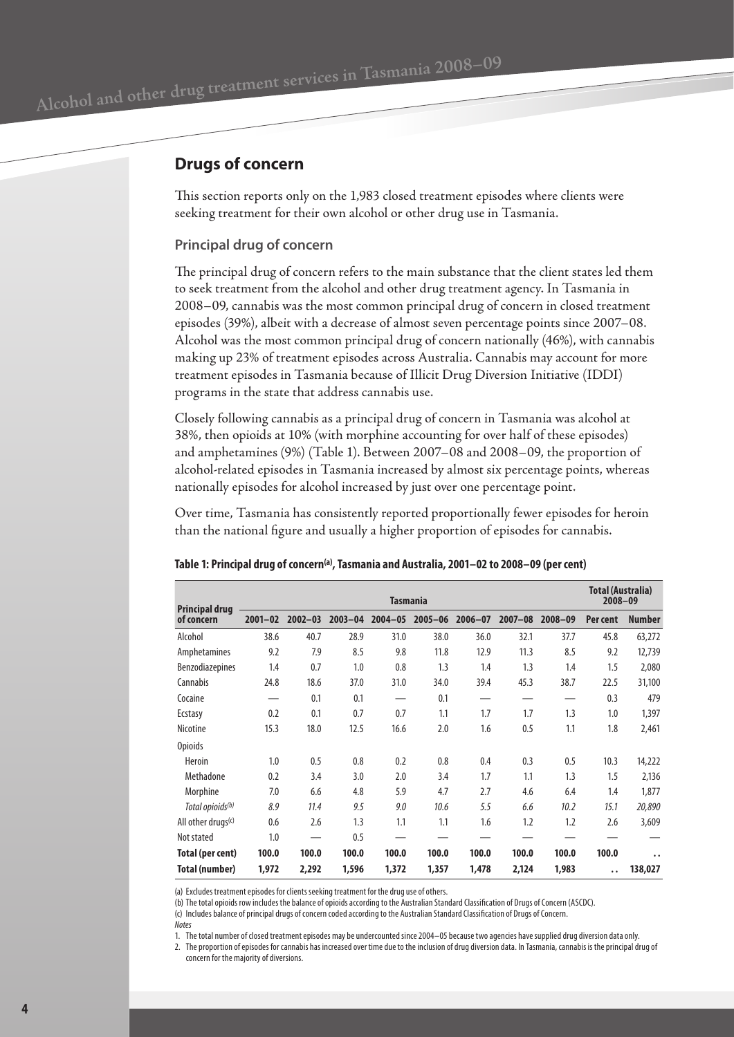## Drugs of concern

This section reports only on the 1,983 closed treatment episodes where clients were seeking treatment for their own alcohol or other drug use in Tasmania.

### Principal drug of concern

The principal drug of concern refers to the main substance that the client states led them to seek treatment from the alcohol and other drug treatment agency. In Tasmania in 2008–09, cannabis was the most common principal drug of concern in closed treatment episodes (39%), albeit with a decrease of almost seven percentage points since 2007–08. Alcohol was the most common principal drug of concern nationally (46%), with cannabis making up 23% of treatment episodes across Australia. Cannabis may account for more treatment episodes in Tasmania because of Illicit Drug Diversion Initiative (IDDI) programs in the state that address cannabis use.

Closely following cannabis as a principal drug of concern in Tasmania was alcohol at 38%, then opioids at 10% (with morphine accounting for over half of these episodes) and amphetamines (9%) (Table 1). Between 2007–08 and 2008–09, the proportion of alcohol-related episodes in Tasmania increased by almost six percentage points, whereas nationally episodes for alcohol increased by just over one percentage point.

Over time, Tasmania has consistently reported proportionally fewer episodes for heroin than the national figure and usually a higher proportion of episodes for cannabis.

**Table 1: Principal drug of concern[(a)], Tasmania and Australia, 2001–02 to 2008–09 (per cent)**

| Principal drug of concern | Tasmania | | | | | | | | Total (Australia) 2008–09 | |
|---|---|---|---|---|---|---|---|---|---|---|
| | 2001–02 | 2002–03 | 2003–04 | 2004–05 | 2005–06 | 2006–07 | 2007–08 | 2008–09 | Per cent | Number |
| Alcohol | 38.6 | 40.7 | 28.9 | 31.0 | 38.0 | 36.0 | 32.1 | 37.7 | 45.8 | 63,272 |
| Amphetamines | 9.2 | 7.9 | 8.5 | 9.8 | 11.8 | 12.9 | 11.3 | 8.5 | 9.2 | 12,739 |
| Benzodiazepines | 1.4 | 0.7 | 1.0 | 0.8 | 1.3 | 1.4 | 1.3 | 1.4 | 1.5 | 2,080 |
| Cannabis | 24.8 | 18.6 | 37.0 | 31.0 | 34.0 | 39.4 | 45.3 | 38.7 | 22.5 | 31,100 |
| Cocaine | — | 0.1 | 0.1 | — | 0.1 | — | — | — | 0.3 | 479 |
| Ecstasy | 0.2 | 0.1 | 0.7 | 0.7 | 1.1 | 1.7 | 1.7 | 1.3 | 1.0 | 1,397 |
| Nicotine | 15.3 | 18.0 | 12.5 | 16.6 | 2.0 | 1.6 | 0.5 | 1.1 | 1.8 | 2,461 |
| Opioids | | | | | | | | | | |
| Heroin | 1.0 | 0.5 | 0.8 | 0.2 | 0.8 | 0.4 | 0.3 | 0.5 | 10.3 | 14,222 |
| Methadone | 0.2 | 3.4 | 3.0 | 2.0 | 3.4 | 1.7 | 1.1 | 1.3 | 1.5 | 2,136 |
| Morphine | 7.0 | 6.6 | 4.8 | 5.9 | 4.7 | 2.7 | 4.6 | 6.4 | 1.4 | 1,877 |
| *Total opioids[(b)]* | *8.9* | *11.4* | *9.5* | *9.0* | *10.6* | *5.5* | *6.6* | *10.2* | *15.1* | *20,890* |
| All other drugs[(c)] | 0.6 | 2.6 | 1.3 | 1.1 | 1.1 | 1.6 | 1.2 | 1.2 | 2.6 | 3,609 |
| Not stated | 1.0 | — | 0.5 | — | — | — | — | — | — | — |
| **Total (per cent)** | **100.0** | **100.0** | **100.0** | **100.0** | **100.0** | **100.0** | **100.0** | **100.0** | **100.0** | . . |
| **Total (number)** | **1,972** | **2,292** | **1,596** | **1,372** | **1,357** | **1,478** | **2,124** | **1,983** | . . | **138,027** |

(a) Excludes treatment episodes for clients seeking treatment for the drug use of others.

(b) The total opioids row includes the balance of opioids according to the Australian Standard Classification of Drugs of Concern (ASCDC).

(c) Includes balance of principal drugs of concern coded according to the Australian Standard Classification of Drugs of Concern.

*Notes*

1. The total number of closed treatment episodes may be undercounted since 2004–05 because two agencies have supplied drug diversion data only.
2. The proportion of episodes for cannabis has increased over time due to the inclusion of drug diversion data. In Tasmania, cannabis is the principal drug of concern for the majority of diversions.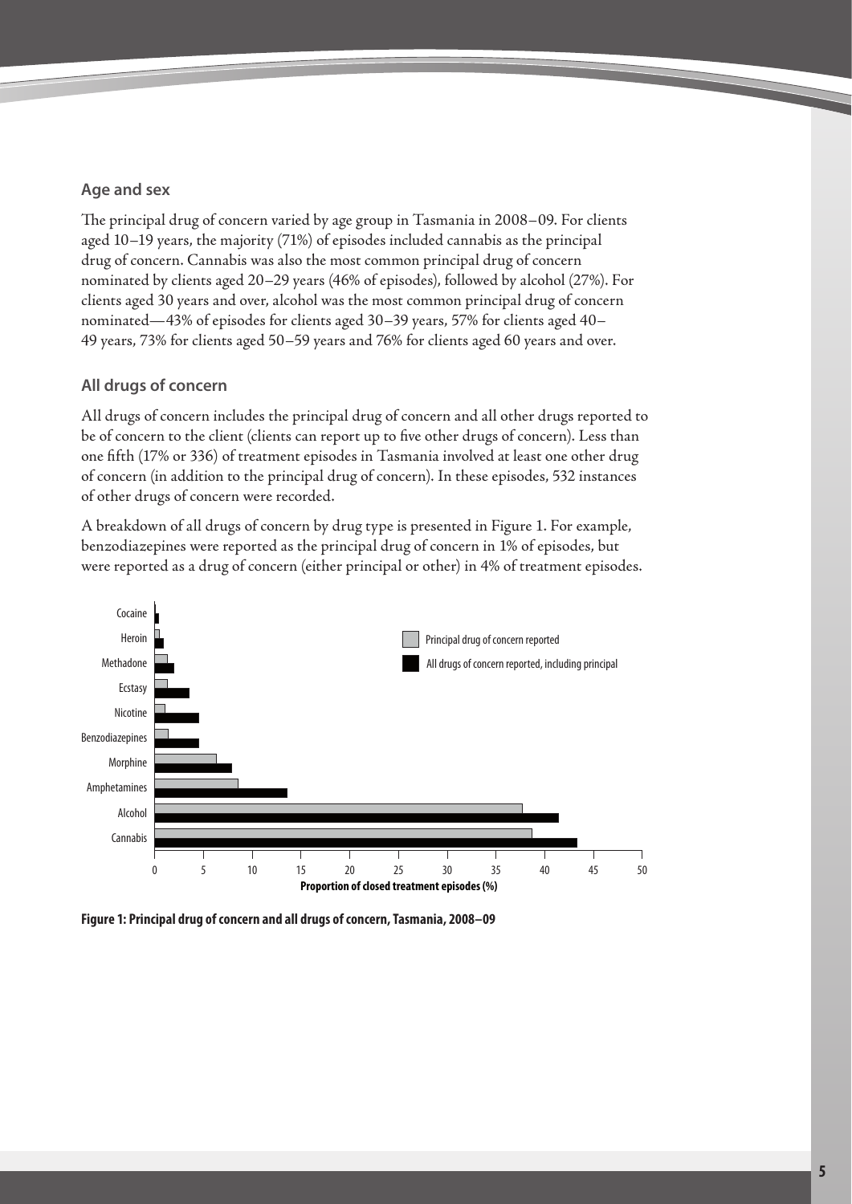### Age and sex

The principal drug of concern varied by age group in Tasmania in 2008–09. For clients aged 10–19 years, the majority (71%) of episodes included cannabis as the principal drug of concern. Cannabis was also the most common principal drug of concern nominated by clients aged 20–29 years (46% of episodes), followed by alcohol (27%). For clients aged 30 years and over, alcohol was the most common principal drug of concern nominated—43% of episodes for clients aged 30–39 years, 57% for clients aged 40–49 years, 73% for clients aged 50–59 years and 76% for clients aged 60 years and over.

### All drugs of concern

All drugs of concern includes the principal drug of concern and all other drugs reported to be of concern to the client (clients can report up to five other drugs of concern). Less than one fifth (17% or 336) of treatment episodes in Tasmania involved at least one other drug of concern (in addition to the principal drug of concern). In these episodes, 532 instances of other drugs of concern were recorded.

A breakdown of all drugs of concern by drug type is presented in Figure 1. For example, benzodiazepines were reported as the principal drug of concern in 1% of episodes, but were reported as a drug of concern (either principal or other) in 4% of treatment episodes.

**Figure 1: Principal drug of concern and all drugs of concern, Tasmania, 2008–09**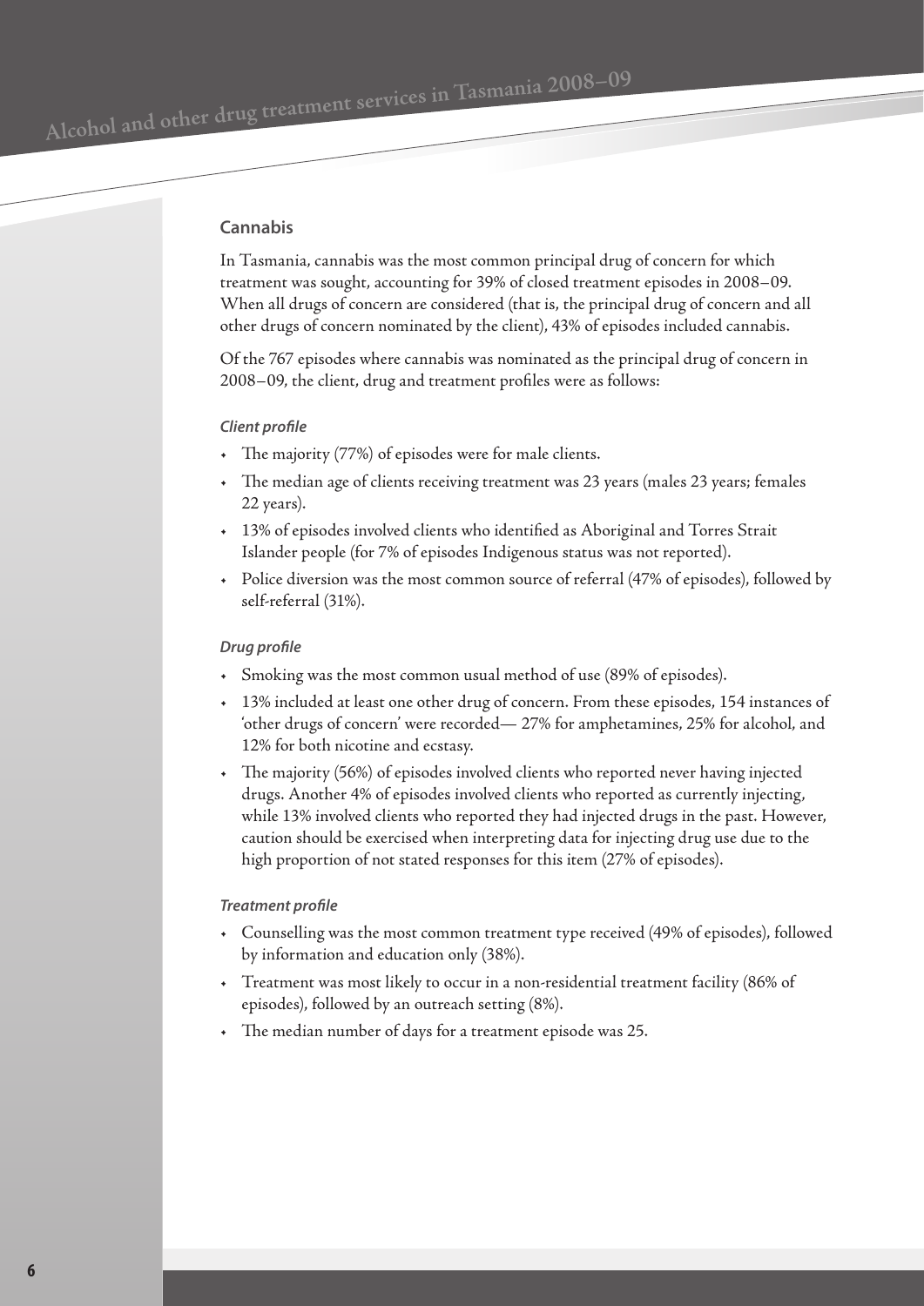## Cannabis

In Tasmania, cannabis was the most common principal drug of concern for which treatment was sought, accounting for 39% of closed treatment episodes in 2008–09. When all drugs of concern are considered (that is, the principal drug of concern and all other drugs of concern nominated by the client), 43% of episodes included cannabis.

Of the 767 episodes where cannabis was nominated as the principal drug of concern in 2008–09, the client, drug and treatment profiles were as follows:

#### *Client profile*

- The majority (77%) of episodes were for male clients.
- The median age of clients receiving treatment was 23 years (males 23 years; females 22 years).
- 13% of episodes involved clients who identified as Aboriginal and Torres Strait Islander people (for 7% of episodes Indigenous status was not reported).
- Police diversion was the most common source of referral (47% of episodes), followed by self-referral (31%).

#### *Drug profile*

- Smoking was the most common usual method of use (89% of episodes).
- 13% included at least one other drug of concern. From these episodes, 154 instances of 'other drugs of concern' were recorded— 27% for amphetamines, 25% for alcohol, and 12% for both nicotine and ecstasy.
- The majority (56%) of episodes involved clients who reported never having injected drugs. Another 4% of episodes involved clients who reported as currently injecting, while 13% involved clients who reported they had injected drugs in the past. However, caution should be exercised when interpreting data for injecting drug use due to the high proportion of not stated responses for this item (27% of episodes).

#### *Treatment profile*

- Counselling was the most common treatment type received (49% of episodes), followed by information and education only (38%).
- Treatment was most likely to occur in a non-residential treatment facility (86% of episodes), followed by an outreach setting (8%).
- The median number of days for a treatment episode was 25.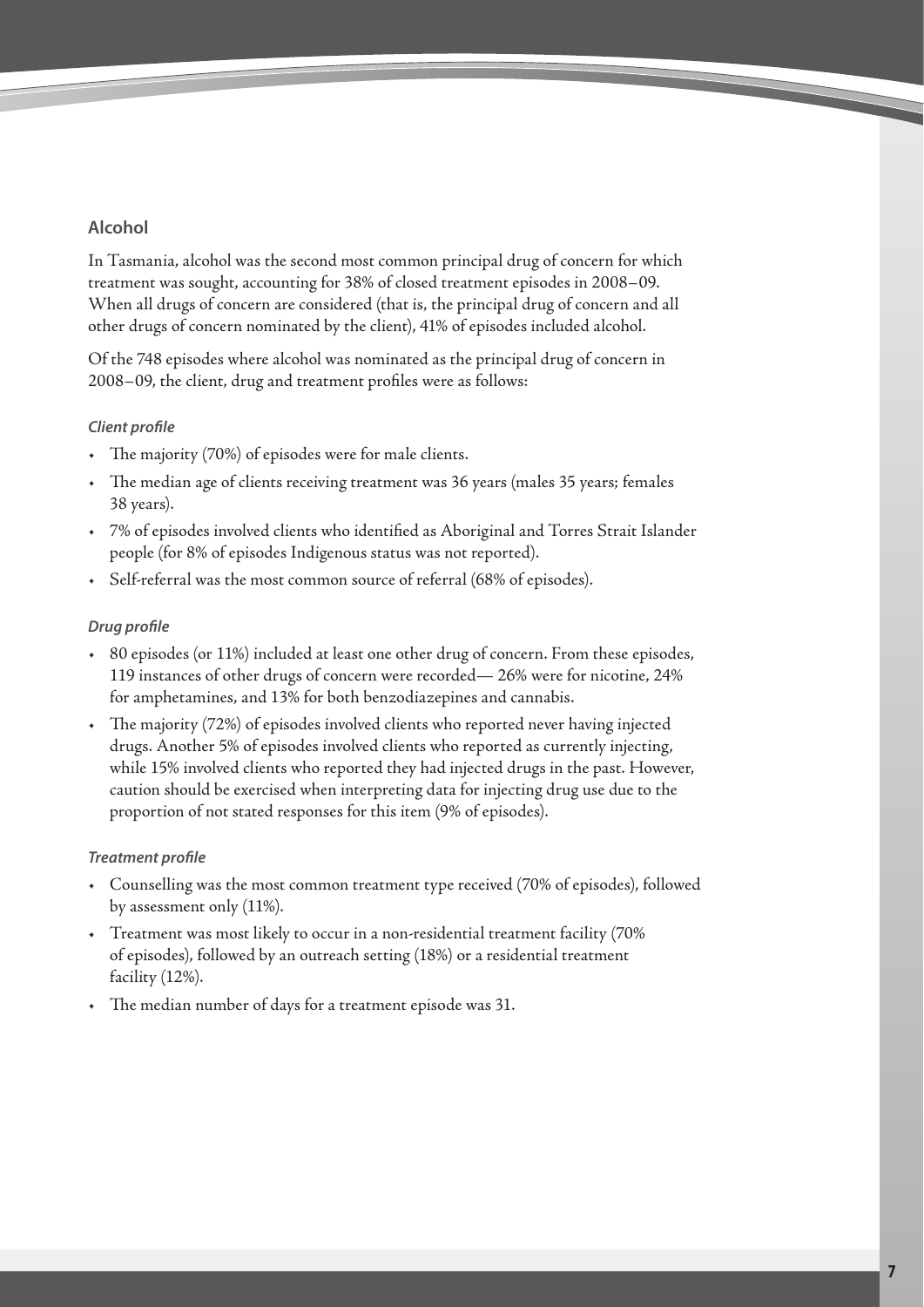## Alcohol

In Tasmania, alcohol was the second most common principal drug of concern for which treatment was sought, accounting for 38% of closed treatment episodes in 2008–09. When all drugs of concern are considered (that is, the principal drug of concern and all other drugs of concern nominated by the client), 41% of episodes included alcohol.

Of the 748 episodes where alcohol was nominated as the principal drug of concern in 2008–09, the client, drug and treatment profiles were as follows:

### *Client profile*

- The majority (70%) of episodes were for male clients.
- The median age of clients receiving treatment was 36 years (males 35 years; females 38 years).
- 7% of episodes involved clients who identified as Aboriginal and Torres Strait Islander people (for 8% of episodes Indigenous status was not reported).
- Self-referral was the most common source of referral (68% of episodes).

### *Drug profile*

- 80 episodes (or 11%) included at least one other drug of concern. From these episodes, 119 instances of other drugs of concern were recorded— 26% were for nicotine, 24% for amphetamines, and 13% for both benzodiazepines and cannabis.
- The majority (72%) of episodes involved clients who reported never having injected drugs. Another 5% of episodes involved clients who reported as currently injecting, while 15% involved clients who reported they had injected drugs in the past. However, caution should be exercised when interpreting data for injecting drug use due to the proportion of not stated responses for this item (9% of episodes).

### *Treatment profile*

- Counselling was the most common treatment type received (70% of episodes), followed by assessment only (11%).
- Treatment was most likely to occur in a non-residential treatment facility (70% of episodes), followed by an outreach setting (18%) or a residential treatment facility (12%).
- The median number of days for a treatment episode was 31.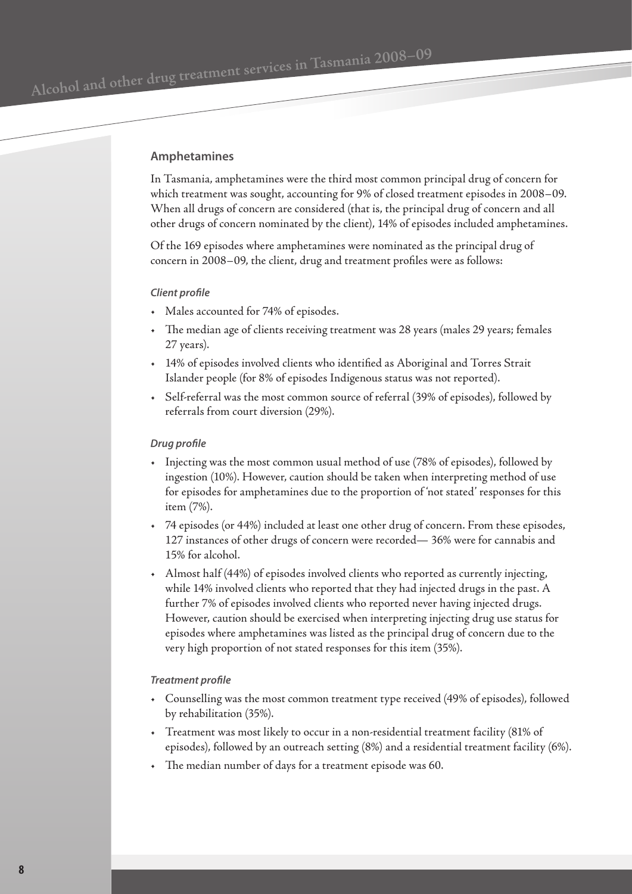## Amphetamines

In Tasmania, amphetamines were the third most common principal drug of concern for which treatment was sought, accounting for 9% of closed treatment episodes in 2008–09. When all drugs of concern are considered (that is, the principal drug of concern and all other drugs of concern nominated by the client), 14% of episodes included amphetamines.

Of the 169 episodes where amphetamines were nominated as the principal drug of concern in 2008–09, the client, drug and treatment profiles were as follows:

### *Client profile*

- Males accounted for 74% of episodes.
- The median age of clients receiving treatment was 28 years (males 29 years; females 27 years).
- 14% of episodes involved clients who identified as Aboriginal and Torres Strait Islander people (for 8% of episodes Indigenous status was not reported).
- Self-referral was the most common source of referral (39% of episodes), followed by referrals from court diversion (29%).

### *Drug profile*

- Injecting was the most common usual method of use (78% of episodes), followed by ingestion (10%). However, caution should be taken when interpreting method of use for episodes for amphetamines due to the proportion of 'not stated' responses for this item (7%).
- 74 episodes (or 44%) included at least one other drug of concern. From these episodes, 127 instances of other drugs of concern were recorded— 36% were for cannabis and 15% for alcohol.
- Almost half (44%) of episodes involved clients who reported as currently injecting, while 14% involved clients who reported that they had injected drugs in the past. A further 7% of episodes involved clients who reported never having injected drugs. However, caution should be exercised when interpreting injecting drug use status for episodes where amphetamines was listed as the principal drug of concern due to the very high proportion of not stated responses for this item (35%).

### *Treatment profile*

- Counselling was the most common treatment type received (49% of episodes), followed by rehabilitation (35%).
- Treatment was most likely to occur in a non-residential treatment facility (81% of episodes), followed by an outreach setting (8%) and a residential treatment facility (6%).
- The median number of days for a treatment episode was 60.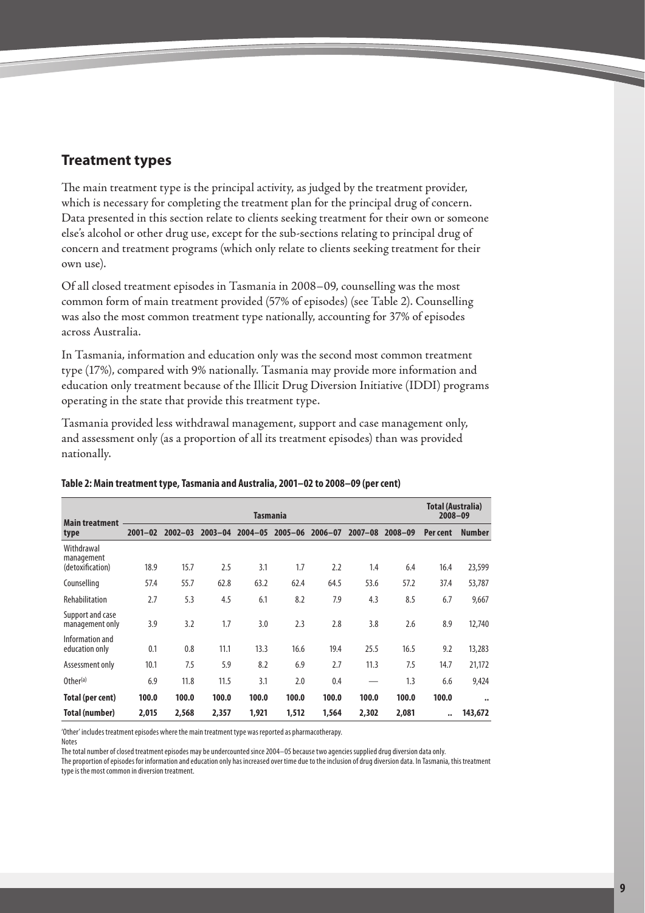## Treatment types

The main treatment type is the principal activity, as judged by the treatment provider, which is necessary for completing the treatment plan for the principal drug of concern. Data presented in this section relate to clients seeking treatment for their own or someone else's alcohol or other drug use, except for the sub-sections relating to principal drug of concern and treatment programs (which only relate to clients seeking treatment for their own use).

Of all closed treatment episodes in Tasmania in 2008–09, counselling was the most common form of main treatment provided (57% of episodes) (see Table 2). Counselling was also the most common treatment type nationally, accounting for 37% of episodes across Australia.

In Tasmania, information and education only was the second most common treatment type (17%), compared with 9% nationally. Tasmania may provide more information and education only treatment because of the Illicit Drug Diversion Initiative (IDDI) programs operating in the state that provide this treatment type.

Tasmania provided less withdrawal management, support and case management only, and assessment only (as a proportion of all its treatment episodes) than was provided nationally.

**Table 2: Main treatment type, Tasmania and Australia, 2001–02 to 2008–09 (per cent)**

| Main treatment type | Tasmania | | | | | | | | Total (Australia) 2008–09 | |
|---|---|---|---|---|---|---|---|---|---|---|
| | 2001–02 | 2002–03 | 2003–04 | 2004–05 | 2005–06 | 2006–07 | 2007–08 | 2008–09 | Per cent | Number |
| Withdrawal management (detoxification) | 18.9 | 15.7 | 2.5 | 3.1 | 1.7 | 2.2 | 1.4 | 6.4 | 16.4 | 23,599 |
| Counselling | 57.4 | 55.7 | 62.8 | 63.2 | 62.4 | 64.5 | 53.6 | 57.2 | 37.4 | 53,787 |
| Rehabilitation | 2.7 | 5.3 | 4.5 | 6.1 | 8.2 | 7.9 | 4.3 | 8.5 | 6.7 | 9,667 |
| Support and case management only | 3.9 | 3.2 | 1.7 | 3.0 | 2.3 | 2.8 | 3.8 | 2.6 | 8.9 | 12,740 |
| Information and education only | 0.1 | 0.8 | 11.1 | 13.3 | 16.6 | 19.4 | 25.5 | 16.5 | 9.2 | 13,283 |
| Assessment only | 10.1 | 7.5 | 5.9 | 8.2 | 6.9 | 2.7 | 11.3 | 7.5 | 14.7 | 21,172 |
| Other[(a)] | 6.9 | 11.8 | 11.5 | 3.1 | 2.0 | 0.4 | — | 1.3 | 6.6 | 9,424 |
| **Total (per cent)** | **100.0** | **100.0** | **100.0** | **100.0** | **100.0** | **100.0** | **100.0** | **100.0** | **100.0** | **..** |
| **Total (number)** | **2,015** | **2,568** | **2,357** | **1,921** | **1,512** | **1,564** | **2,302** | **2,081** | **..** | **143,672** |

'Other' includes treatment episodes where the main treatment type was reported as pharmacotherapy.

Notes

The total number of closed treatment episodes may be undercounted since 2004–05 because two agencies supplied drug diversion data only.

The proportion of episodes for information and education only has increased over time due to the inclusion of drug diversion data. In Tasmania, this treatment type is the most common in diversion treatment.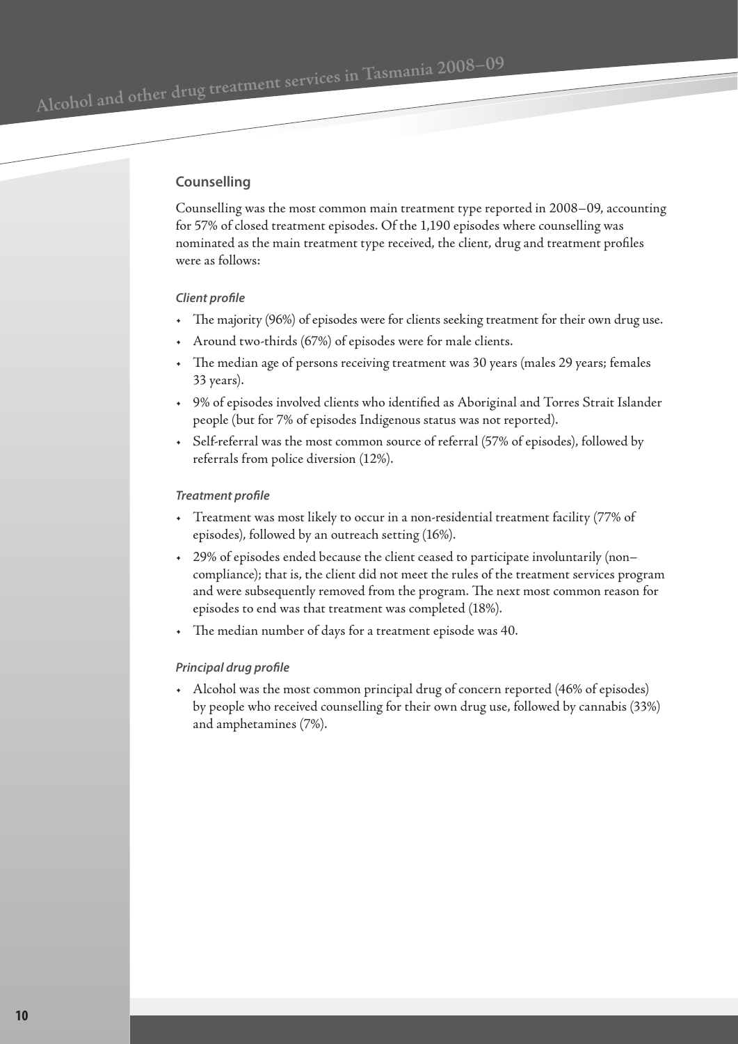## Counselling

Counselling was the most common main treatment type reported in 2008–09, accounting for 57% of closed treatment episodes. Of the 1,190 episodes where counselling was nominated as the main treatment type received, the client, drug and treatment profiles were as follows:

### *Client profile*

- The majority (96%) of episodes were for clients seeking treatment for their own drug use.
- Around two-thirds (67%) of episodes were for male clients.
- The median age of persons receiving treatment was 30 years (males 29 years; females 33 years).
- 9% of episodes involved clients who identified as Aboriginal and Torres Strait Islander people (but for 7% of episodes Indigenous status was not reported).
- Self-referral was the most common source of referral (57% of episodes), followed by referrals from police diversion (12%).

### *Treatment profile*

- Treatment was most likely to occur in a non-residential treatment facility (77% of episodes), followed by an outreach setting (16%).
- 29% of episodes ended because the client ceased to participate involuntarily (non–compliance); that is, the client did not meet the rules of the treatment services program and were subsequently removed from the program. The next most common reason for episodes to end was that treatment was completed (18%).
- The median number of days for a treatment episode was 40.

### *Principal drug profile*

- Alcohol was the most common principal drug of concern reported (46% of episodes) by people who received counselling for their own drug use, followed by cannabis (33%) and amphetamines (7%).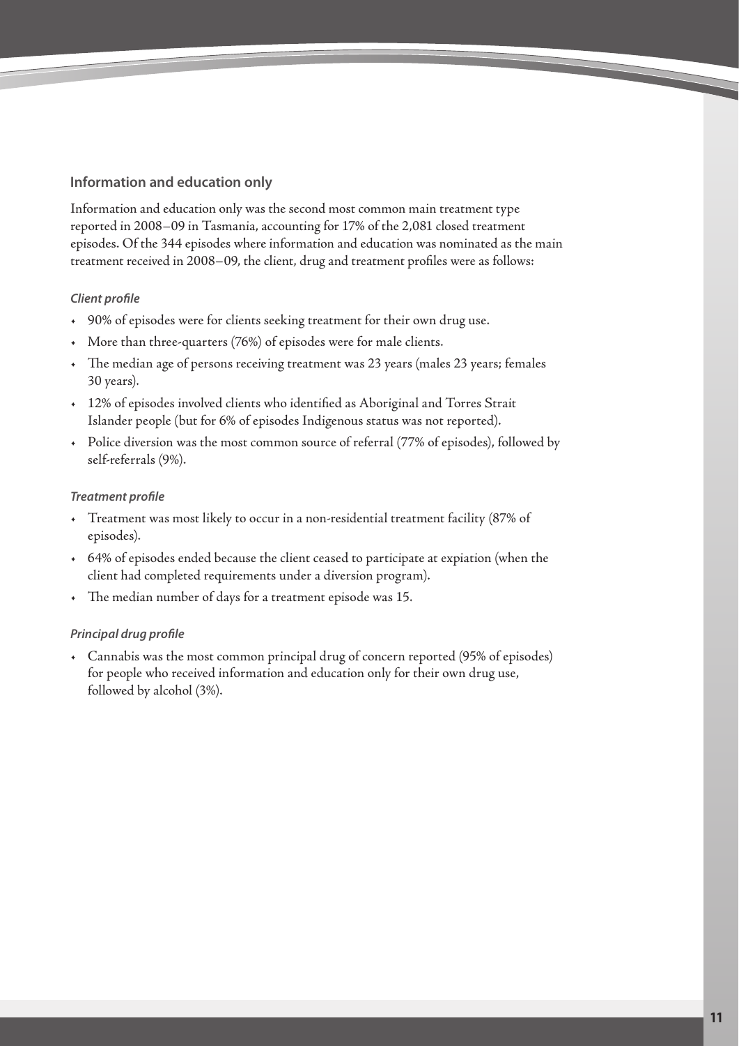## Information and education only

Information and education only was the second most common main treatment type reported in 2008–09 in Tasmania, accounting for 17% of the 2,081 closed treatment episodes. Of the 344 episodes where information and education was nominated as the main treatment received in 2008–09, the client, drug and treatment profiles were as follows:

### *Client profile*

- 90% of episodes were for clients seeking treatment for their own drug use.
- More than three-quarters (76%) of episodes were for male clients.
- The median age of persons receiving treatment was 23 years (males 23 years; females 30 years).
- 12% of episodes involved clients who identified as Aboriginal and Torres Strait Islander people (but for 6% of episodes Indigenous status was not reported).
- Police diversion was the most common source of referral (77% of episodes), followed by self-referrals (9%).

### *Treatment profile*

- Treatment was most likely to occur in a non-residential treatment facility (87% of episodes).
- 64% of episodes ended because the client ceased to participate at expiation (when the client had completed requirements under a diversion program).
- The median number of days for a treatment episode was 15.

### *Principal drug profile*

- Cannabis was the most common principal drug of concern reported (95% of episodes) for people who received information and education only for their own drug use, followed by alcohol (3%).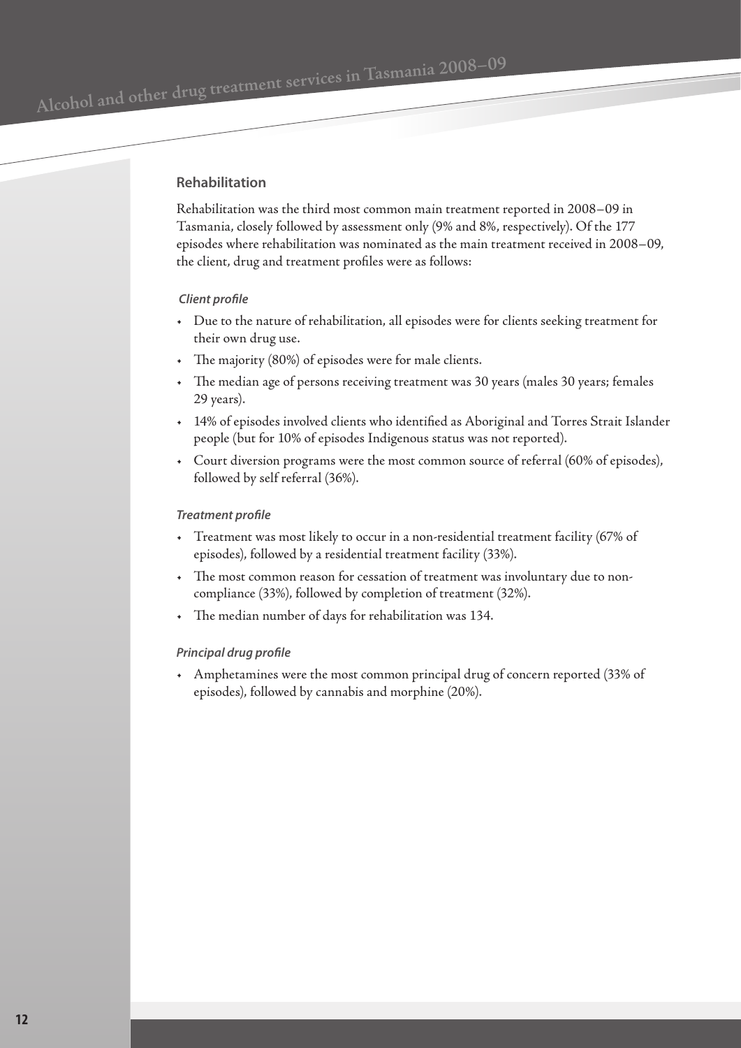## Rehabilitation

Rehabilitation was the third most common main treatment reported in 2008–09 in Tasmania, closely followed by assessment only (9% and 8%, respectively). Of the 177 episodes where rehabilitation was nominated as the main treatment received in 2008–09, the client, drug and treatment profiles were as follows:

### *Client profile*

- Due to the nature of rehabilitation, all episodes were for clients seeking treatment for their own drug use.
- The majority (80%) of episodes were for male clients.
- The median age of persons receiving treatment was 30 years (males 30 years; females 29 years).
- 14% of episodes involved clients who identified as Aboriginal and Torres Strait Islander people (but for 10% of episodes Indigenous status was not reported).
- Court diversion programs were the most common source of referral (60% of episodes), followed by self referral (36%).

### *Treatment profile*

- Treatment was most likely to occur in a non-residential treatment facility (67% of episodes), followed by a residential treatment facility (33%).
- The most common reason for cessation of treatment was involuntary due to non-compliance (33%), followed by completion of treatment (32%).
- The median number of days for rehabilitation was 134.

### *Principal drug profile*

- Amphetamines were the most common principal drug of concern reported (33% of episodes), followed by cannabis and morphine (20%).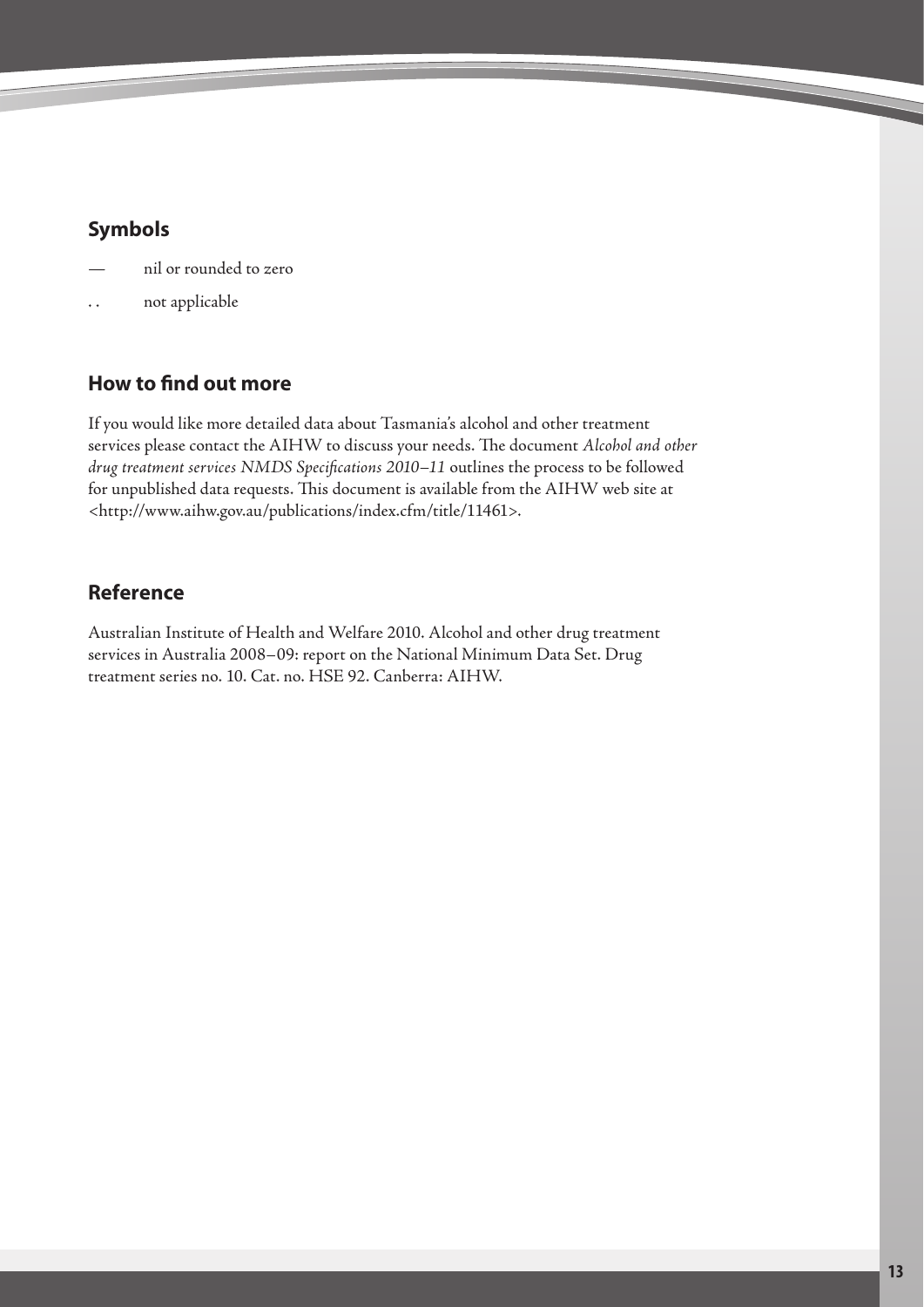## Symbols

— nil or rounded to zero

. . not applicable

## How to find out more

If you would like more detailed data about Tasmania's alcohol and other treatment services please contact the AIHW to discuss your needs. The document *Alcohol and other drug treatment services NMDS Specifications 2010–11* outlines the process to be followed for unpublished data requests. This document is available from the AIHW web site at <http://www.aihw.gov.au/publications/index.cfm/title/11461>.

## Reference

Australian Institute of Health and Welfare 2010. Alcohol and other drug treatment services in Australia 2008–09: report on the National Minimum Data Set. Drug treatment series no. 10. Cat. no. HSE 92. Canberra: AIHW.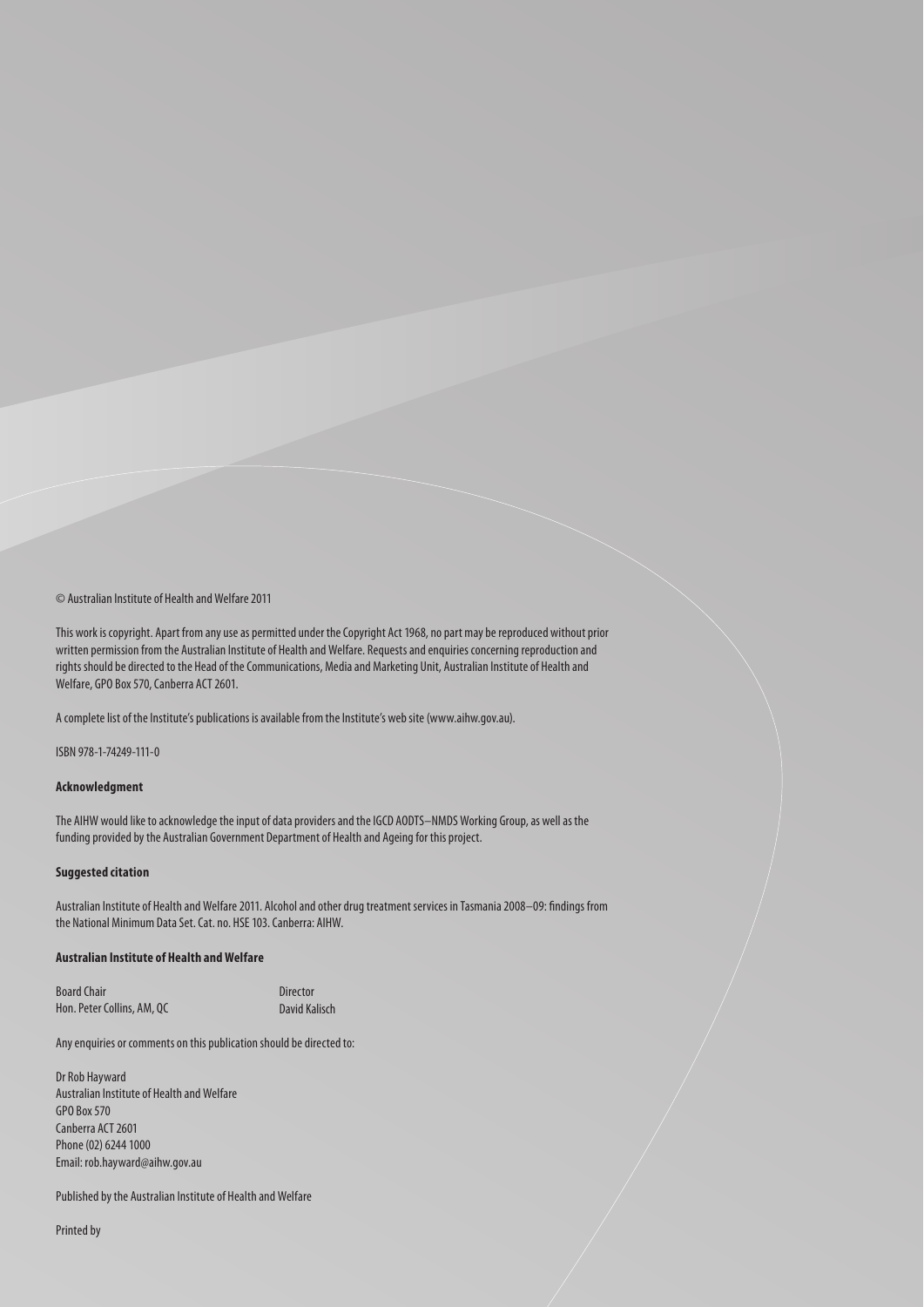© Australian Institute of Health and Welfare 2011

This work is copyright. Apart from any use as permitted under the Copyright Act 1968, no part may be reproduced without prior written permission from the Australian Institute of Health and Welfare. Requests and enquiries concerning reproduction and rights should be directed to the Head of the Communications, Media and Marketing Unit, Australian Institute of Health and Welfare, GPO Box 570, Canberra ACT 2601.

A complete list of the Institute's publications is available from the Institute's web site (www.aihw.gov.au).

ISBN 978-1-74249-111-0

**Acknowledgment**

The AIHW would like to acknowledge the input of data providers and the IGCD AODTS–NMDS Working Group, as well as the funding provided by the Australian Government Department of Health and Ageing for this project.

**Suggested citation**

Australian Institute of Health and Welfare 2011. Alcohol and other drug treatment services in Tasmania 2008–09: findings from the National Minimum Data Set. Cat. no. HSE 103. Canberra: AIHW.

**Australian Institute of Health and Welfare**

| | |
|---|---|
| Board Chair | Director |
| Hon. Peter Collins, AM, QC | David Kalisch |

Any enquiries or comments on this publication should be directed to:

Dr Rob Hayward
Australian Institute of Health and Welfare
GPO Box 570
Canberra ACT 2601
Phone (02) 6244 1000
Email: rob.hayward@aihw.gov.au

Published by the Australian Institute of Health and Welfare

Printed by